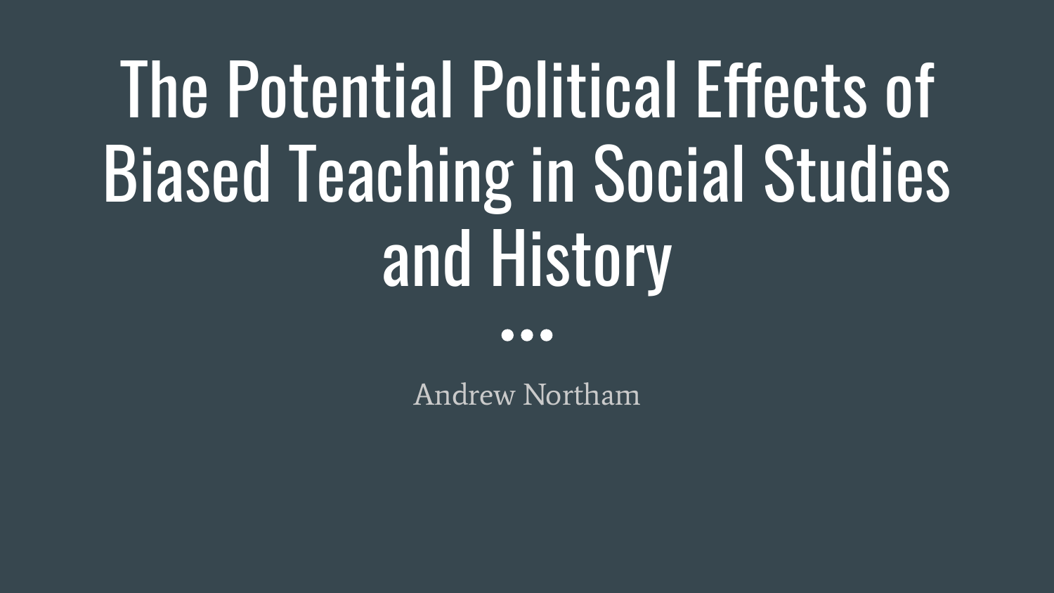# The Potential Political Effects of Biased Teaching in Social Studies and History

Andrew Northam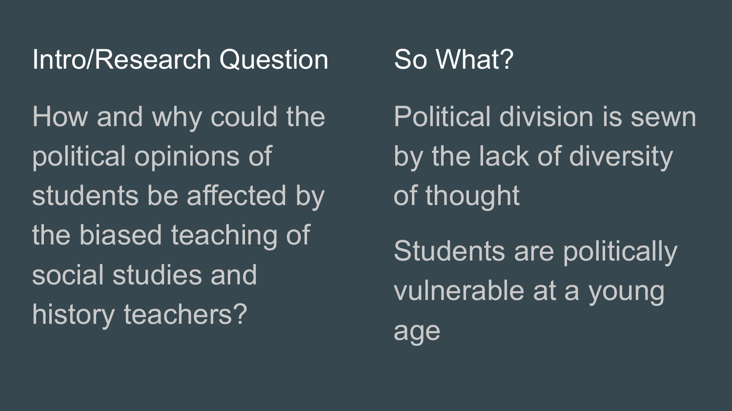## Intro/Research Question

How and why could the political opinions of students be affected by the biased teaching of social studies and history teachers?

## So What?

Political division is sewn by the lack of diversity of thought

Students are politically vulnerable at a young age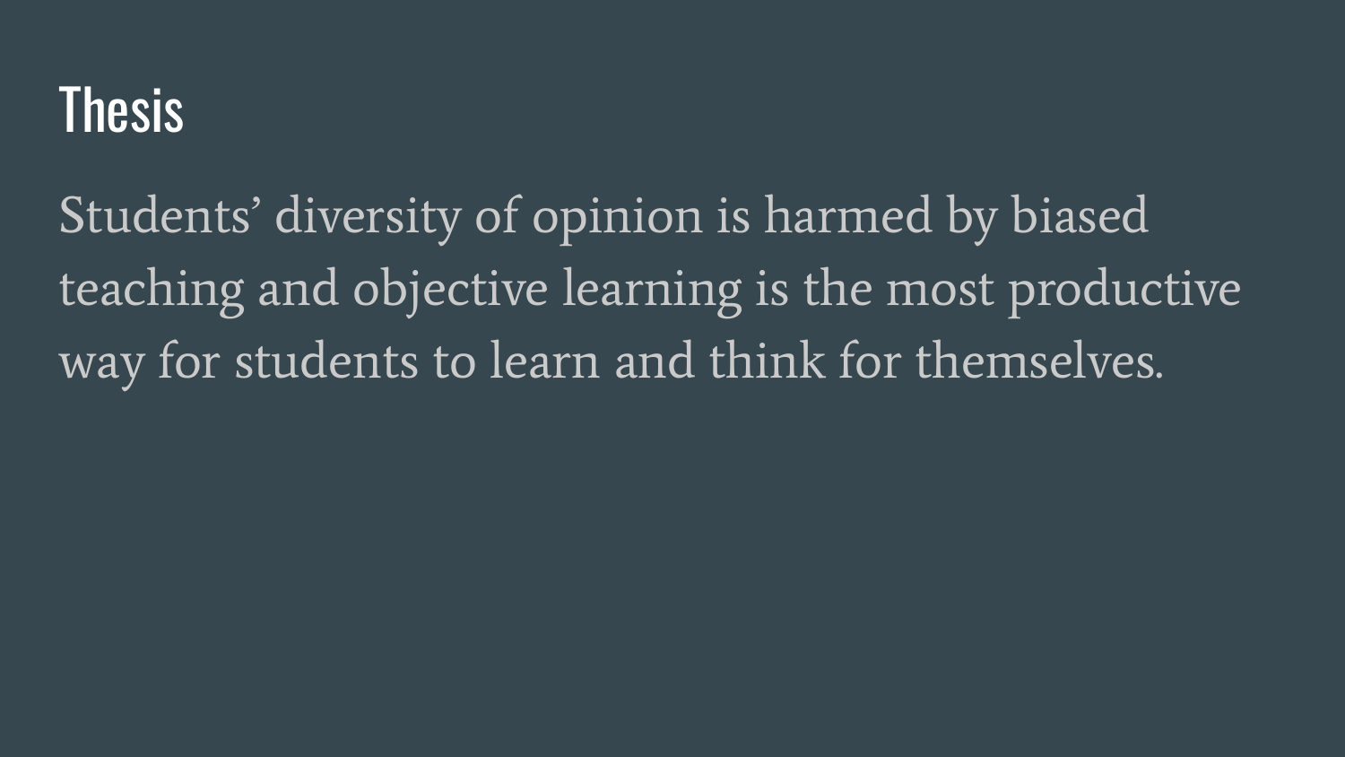# Thesis

Students' diversity of opinion is harmed by biased teaching and objective learning is the most productive way for students to learn and think for themselves.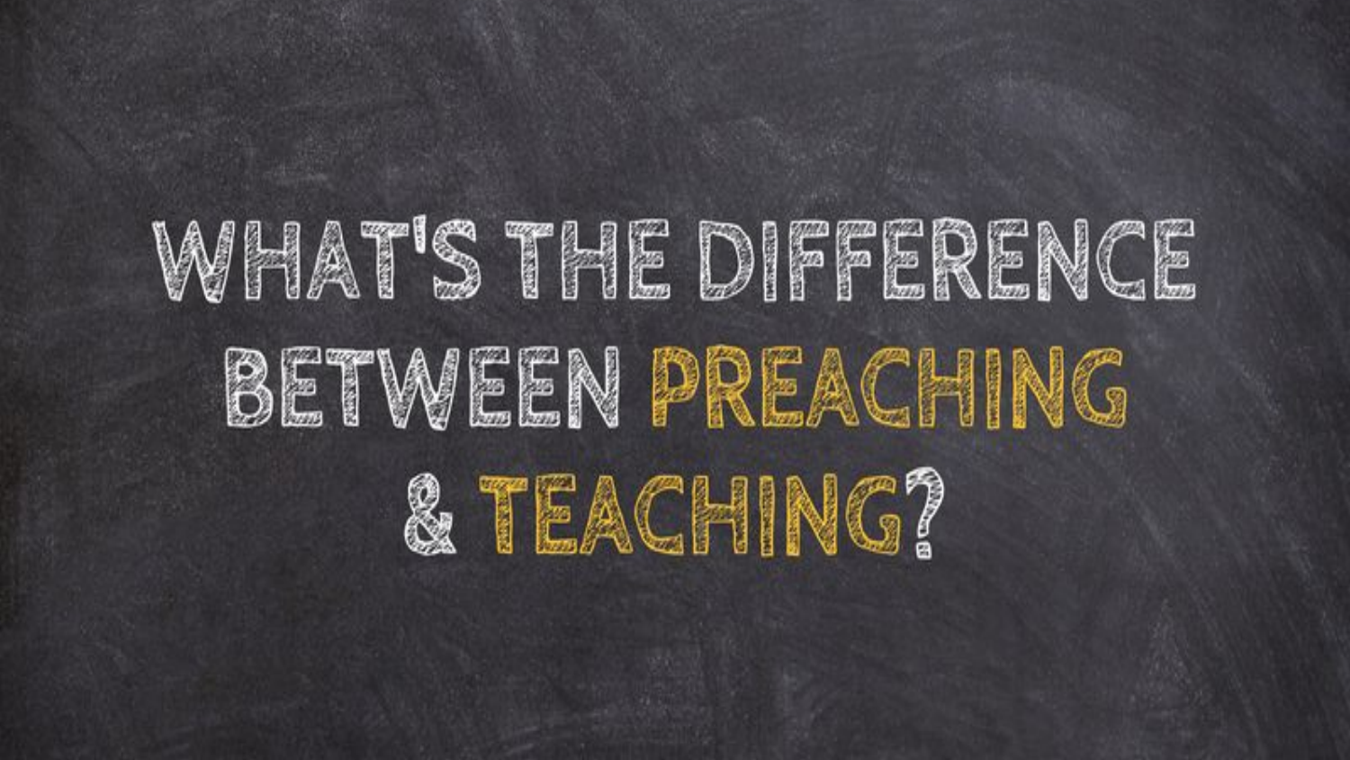# WHAT'S THE DIFFERENCE BETWEEN PREACHING & TEACHING?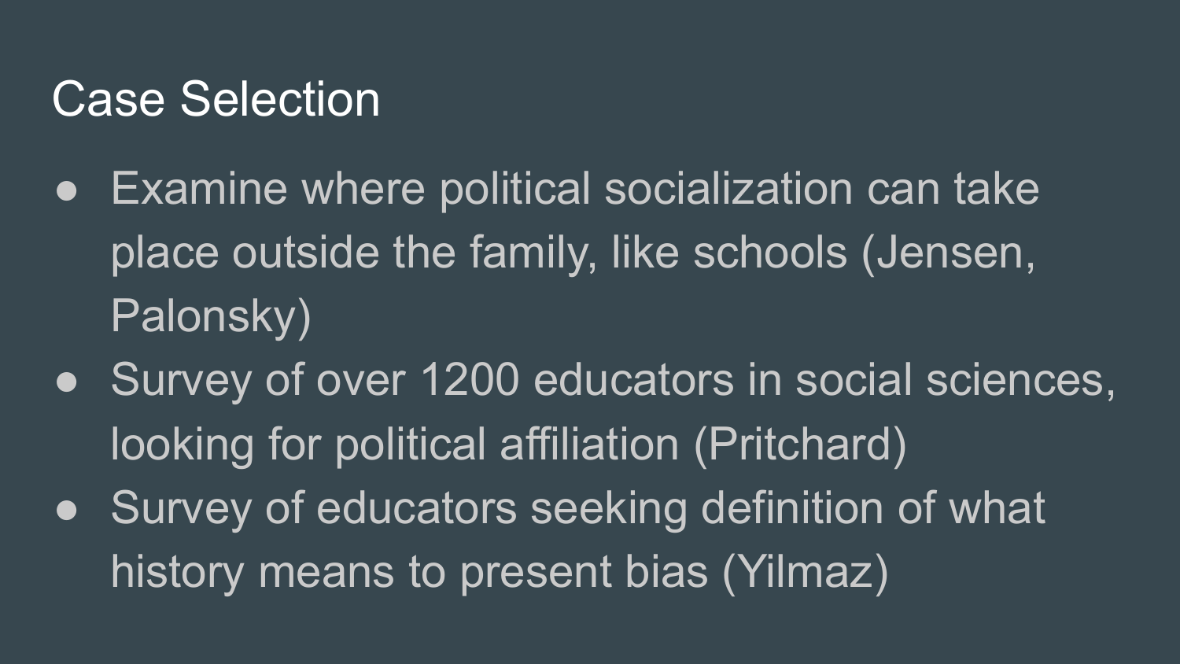# Case Selection

- Examine where political socialization can take place outside the family, like schools (Jensen, Palonsky)
- Survey of over 1200 educators in social sciences, looking for political affiliation (Pritchard)
- Survey of educators seeking definition of what history means to present bias (Yilmaz)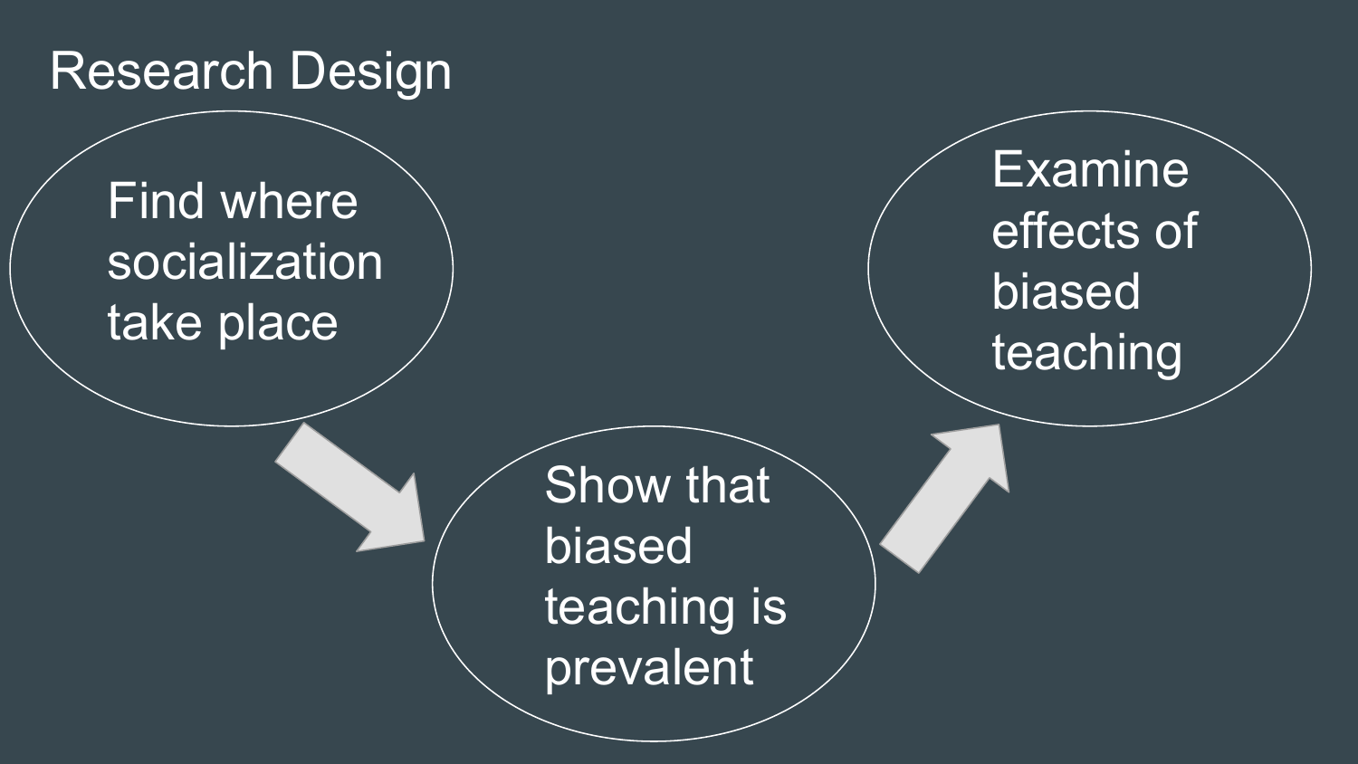# Research Design

1. Find where socialization take place
2. Show that biased teaching is prevalent
3. Examine effects of biased teaching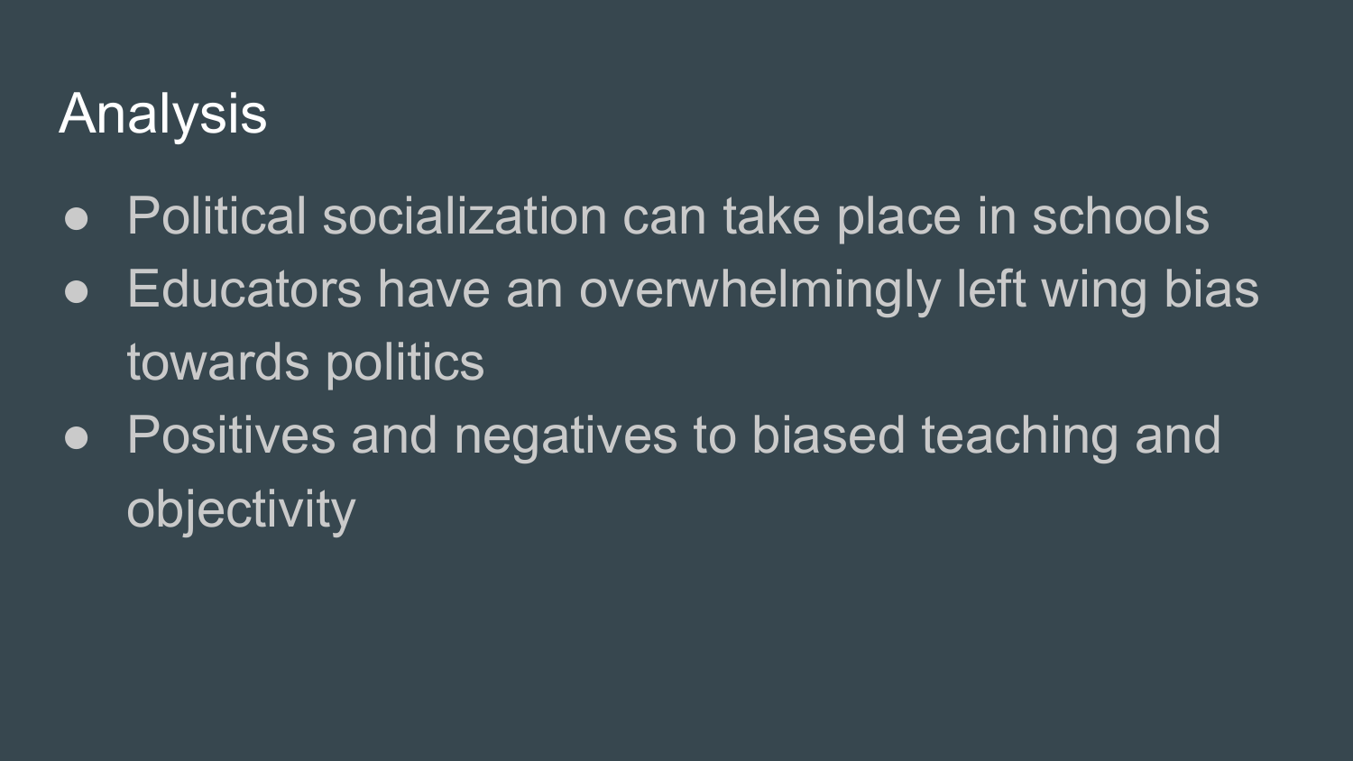# Analysis

- Political socialization can take place in schools
- Educators have an overwhelmingly left wing bias towards politics
- Positives and negatives to biased teaching and objectivity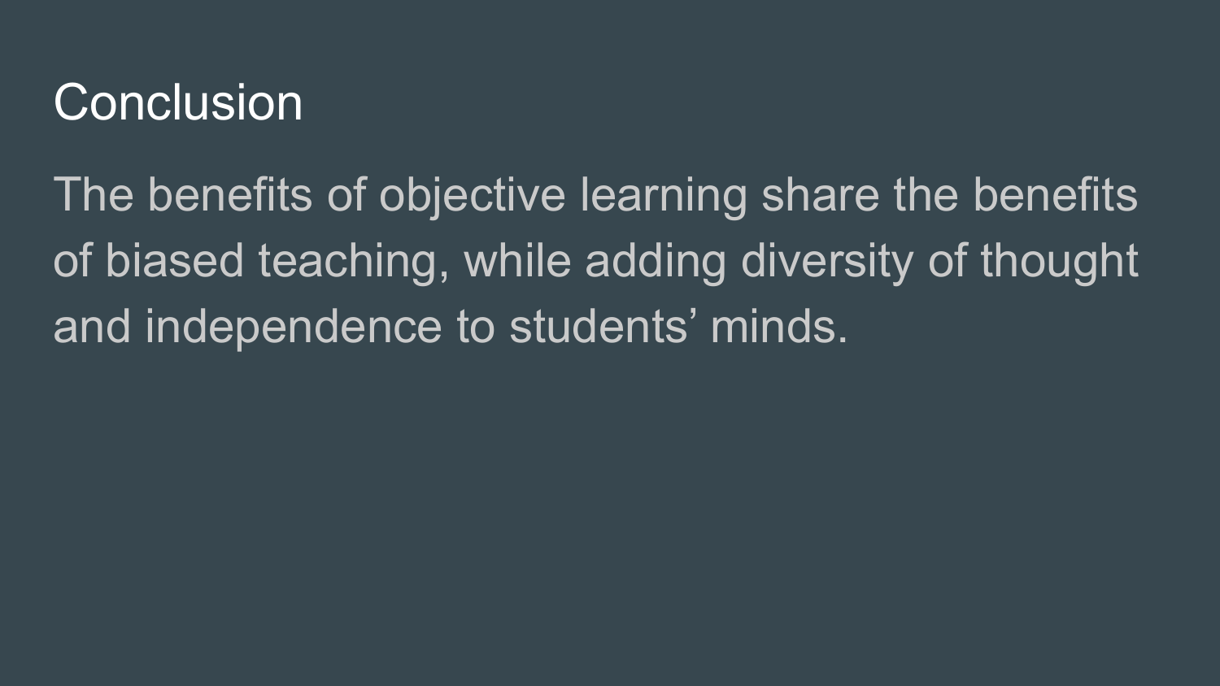# Conclusion

The benefits of objective learning share the benefits of biased teaching, while adding diversity of thought and independence to students' minds.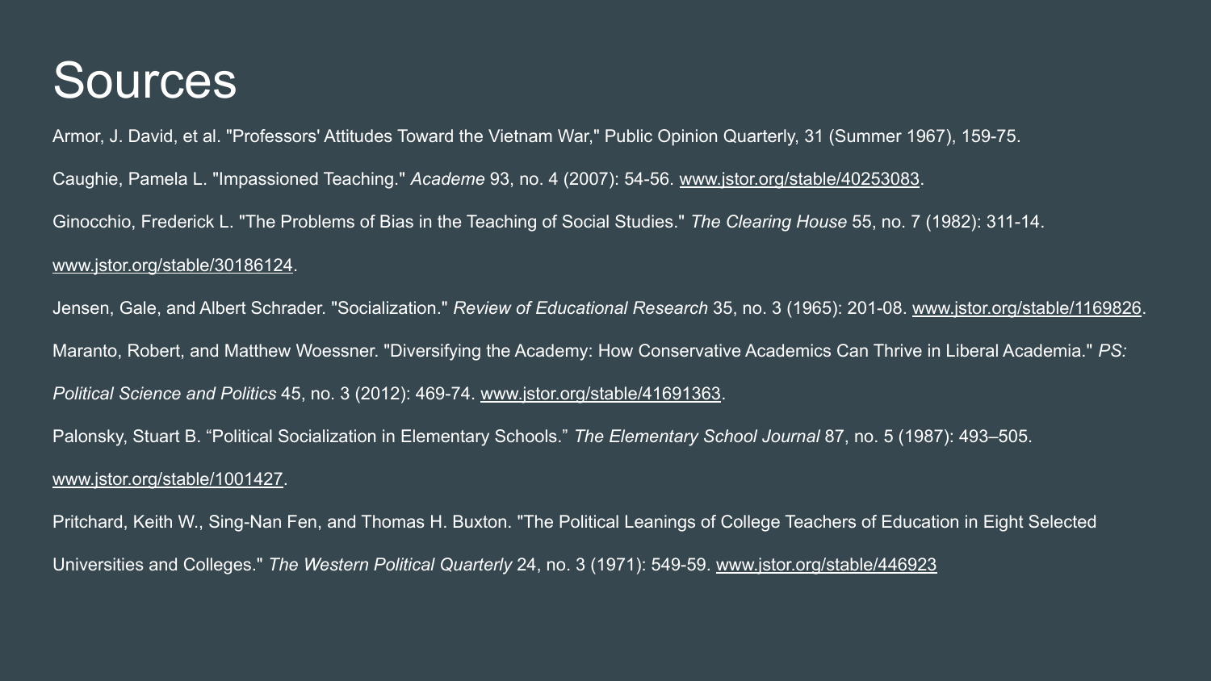# Sources

Armor, J. David, et al. "Professors' Attitudes Toward the Vietnam War," Public Opinion Quarterly, 31 (Summer 1967), 159-75.

Caughie, Pamela L. "Impassioned Teaching." *Academe* 93, no. 4 (2007): 54-56. www.jstor.org/stable/40253083.

Ginocchio, Frederick L. "The Problems of Bias in the Teaching of Social Studies." *The Clearing House* 55, no. 7 (1982): 311-14. www.jstor.org/stable/30186124.

Jensen, Gale, and Albert Schrader. "Socialization." *Review of Educational Research* 35, no. 3 (1965): 201-08. www.jstor.org/stable/1169826.

Maranto, Robert, and Matthew Woessner. "Diversifying the Academy: How Conservative Academics Can Thrive in Liberal Academia." *PS: Political Science and Politics* 45, no. 3 (2012): 469-74. www.jstor.org/stable/41691363.

Palonsky, Stuart B. "Political Socialization in Elementary Schools." *The Elementary School Journal* 87, no. 5 (1987): 493–505. www.jstor.org/stable/1001427.

Pritchard, Keith W., Sing-Nan Fen, and Thomas H. Buxton. "The Political Leanings of College Teachers of Education in Eight Selected Universities and Colleges." *The Western Political Quarterly* 24, no. 3 (1971): 549-59. www.jstor.org/stable/446923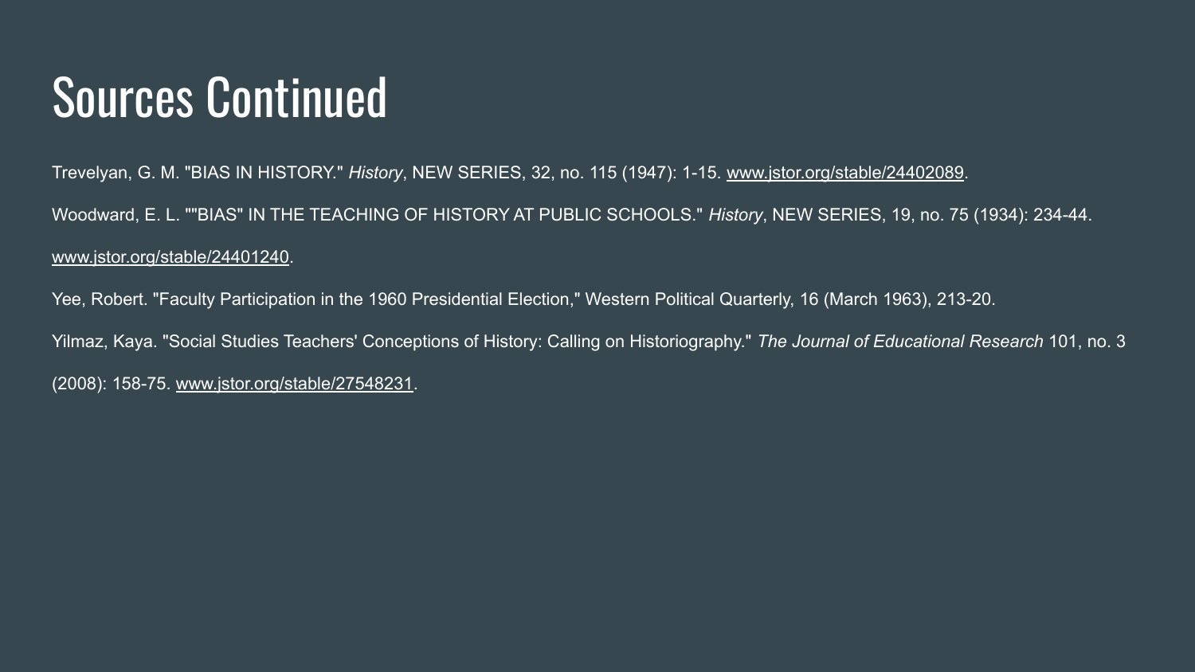# Sources Continued

Trevelyan, G. M. "BIAS IN HISTORY." *History*, NEW SERIES, 32, no. 115 (1947): 1-15. www.jstor.org/stable/24402089.

Woodward, E. L. ""BIAS" IN THE TEACHING OF HISTORY AT PUBLIC SCHOOLS." *History*, NEW SERIES, 19, no. 75 (1934): 234-44. www.jstor.org/stable/24401240.

Yee, Robert. "Faculty Participation in the 1960 Presidential Election," Western Political Quarterly, 16 (March 1963), 213-20.

Yilmaz, Kaya. "Social Studies Teachers' Conceptions of History: Calling on Historiography." *The Journal of Educational Research* 101, no. 3 (2008): 158-75. www.jstor.org/stable/27548231.